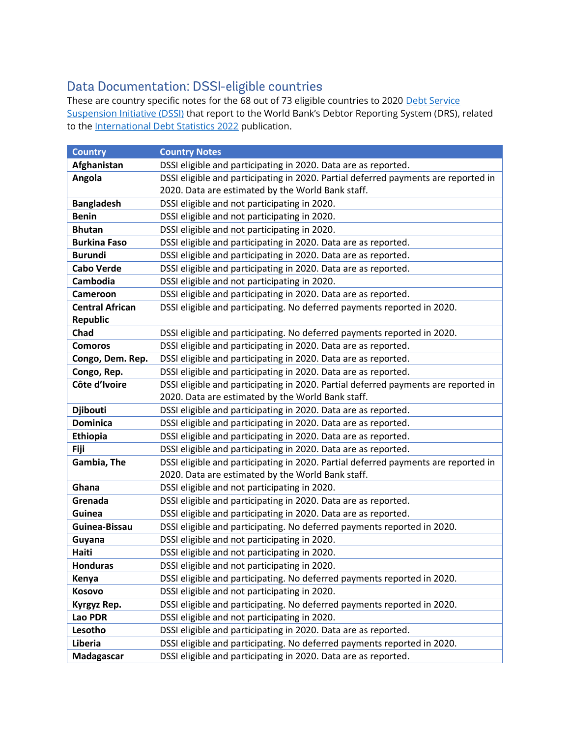## Data Documentation: DSSI-eligible countries

These are country specific notes for the 68 out of 73 eligible countries to 2020 Debt Service Suspension Initiative (DSSI) that report to the World Bank's Debtor Reporting System (DRS), related to the International Debt Statistics 2022 publication.

| Country | Country Notes |
|---|---|
| **Afghanistan** | DSSI eligible and participating in 2020. Data are as reported. |
| **Angola** | DSSI eligible and participating in 2020. Partial deferred payments are reported in 2020. Data are estimated by the World Bank staff. |
| **Bangladesh** | DSSI eligible and not participating in 2020. |
| **Benin** | DSSI eligible and not participating in 2020. |
| **Bhutan** | DSSI eligible and not participating in 2020. |
| **Burkina Faso** | DSSI eligible and participating in 2020. Data are as reported. |
| **Burundi** | DSSI eligible and participating in 2020. Data are as reported. |
| **Cabo Verde** | DSSI eligible and participating in 2020. Data are as reported. |
| **Cambodia** | DSSI eligible and not participating in 2020. |
| **Cameroon** | DSSI eligible and participating in 2020. Data are as reported. |
| **Central African Republic** | DSSI eligible and participating. No deferred payments reported in 2020. |
| **Chad** | DSSI eligible and participating. No deferred payments reported in 2020. |
| **Comoros** | DSSI eligible and participating in 2020. Data are as reported. |
| **Congo, Dem. Rep.** | DSSI eligible and participating in 2020. Data are as reported. |
| **Congo, Rep.** | DSSI eligible and participating in 2020. Data are as reported. |
| **Côte d'Ivoire** | DSSI eligible and participating in 2020. Partial deferred payments are reported in 2020. Data are estimated by the World Bank staff. |
| **Djibouti** | DSSI eligible and participating in 2020. Data are as reported. |
| **Dominica** | DSSI eligible and participating in 2020. Data are as reported. |
| **Ethiopia** | DSSI eligible and participating in 2020. Data are as reported. |
| **Fiji** | DSSI eligible and participating in 2020. Data are as reported. |
| **Gambia, The** | DSSI eligible and participating in 2020. Partial deferred payments are reported in 2020. Data are estimated by the World Bank staff. |
| **Ghana** | DSSI eligible and not participating in 2020. |
| **Grenada** | DSSI eligible and participating in 2020. Data are as reported. |
| **Guinea** | DSSI eligible and participating in 2020. Data are as reported. |
| **Guinea-Bissau** | DSSI eligible and participating. No deferred payments reported in 2020. |
| **Guyana** | DSSI eligible and not participating in 2020. |
| **Haiti** | DSSI eligible and not participating in 2020. |
| **Honduras** | DSSI eligible and not participating in 2020. |
| **Kenya** | DSSI eligible and participating. No deferred payments reported in 2020. |
| **Kosovo** | DSSI eligible and not participating in 2020. |
| **Kyrgyz Rep.** | DSSI eligible and participating. No deferred payments reported in 2020. |
| **Lao PDR** | DSSI eligible and not participating in 2020. |
| **Lesotho** | DSSI eligible and participating in 2020. Data are as reported. |
| **Liberia** | DSSI eligible and participating. No deferred payments reported in 2020. |
| **Madagascar** | DSSI eligible and participating in 2020. Data are as reported. |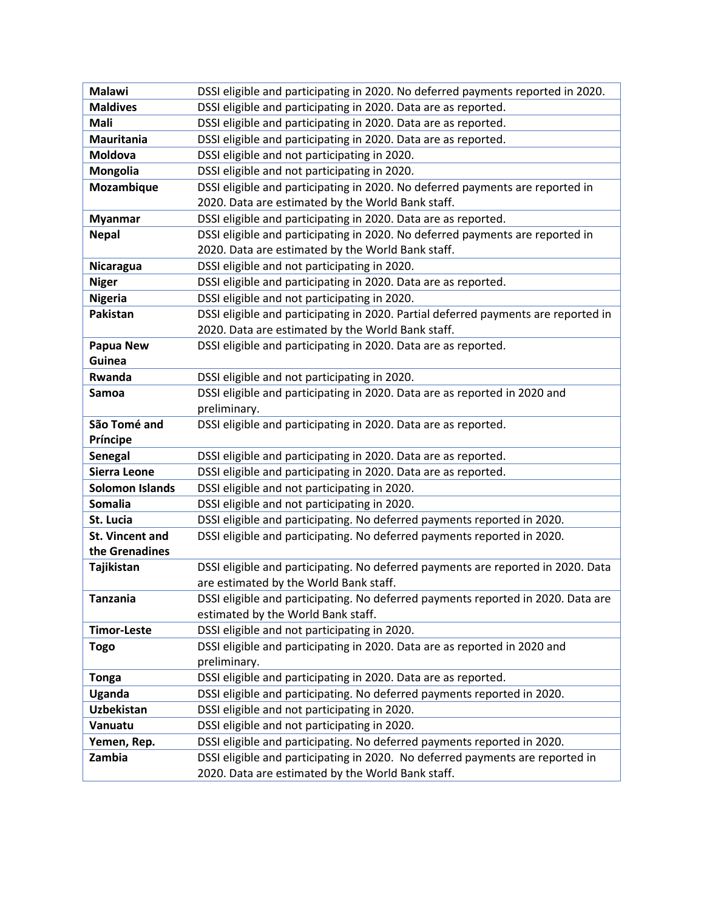| | |
|---|---|
| **Malawi** | DSSI eligible and participating in 2020. No deferred payments reported in 2020. |
| **Maldives** | DSSI eligible and participating in 2020. Data are as reported. |
| **Mali** | DSSI eligible and participating in 2020. Data are as reported. |
| **Mauritania** | DSSI eligible and participating in 2020. Data are as reported. |
| **Moldova** | DSSI eligible and not participating in 2020. |
| **Mongolia** | DSSI eligible and not participating in 2020. |
| **Mozambique** | DSSI eligible and participating in 2020. No deferred payments are reported in 2020. Data are estimated by the World Bank staff. |
| **Myanmar** | DSSI eligible and participating in 2020. Data are as reported. |
| **Nepal** | DSSI eligible and participating in 2020. No deferred payments are reported in 2020. Data are estimated by the World Bank staff. |
| **Nicaragua** | DSSI eligible and not participating in 2020. |
| **Niger** | DSSI eligible and participating in 2020. Data are as reported. |
| **Nigeria** | DSSI eligible and not participating in 2020. |
| **Pakistan** | DSSI eligible and participating in 2020. Partial deferred payments are reported in 2020. Data are estimated by the World Bank staff. |
| **Papua New Guinea** | DSSI eligible and participating in 2020. Data are as reported. |
| **Rwanda** | DSSI eligible and not participating in 2020. |
| **Samoa** | DSSI eligible and participating in 2020. Data are as reported in 2020 and preliminary. |
| **São Tomé and Príncipe** | DSSI eligible and participating in 2020. Data are as reported. |
| **Senegal** | DSSI eligible and participating in 2020. Data are as reported. |
| **Sierra Leone** | DSSI eligible and participating in 2020. Data are as reported. |
| **Solomon Islands** | DSSI eligible and not participating in 2020. |
| **Somalia** | DSSI eligible and not participating in 2020. |
| **St. Lucia** | DSSI eligible and participating. No deferred payments reported in 2020. |
| **St. Vincent and the Grenadines** | DSSI eligible and participating. No deferred payments reported in 2020. |
| **Tajikistan** | DSSI eligible and participating. No deferred payments are reported in 2020. Data are estimated by the World Bank staff. |
| **Tanzania** | DSSI eligible and participating. No deferred payments reported in 2020. Data are estimated by the World Bank staff. |
| **Timor-Leste** | DSSI eligible and not participating in 2020. |
| **Togo** | DSSI eligible and participating in 2020. Data are as reported in 2020 and preliminary. |
| **Tonga** | DSSI eligible and participating in 2020. Data are as reported. |
| **Uganda** | DSSI eligible and participating. No deferred payments reported in 2020. |
| **Uzbekistan** | DSSI eligible and not participating in 2020. |
| **Vanuatu** | DSSI eligible and not participating in 2020. |
| **Yemen, Rep.** | DSSI eligible and participating. No deferred payments reported in 2020. |
| **Zambia** | DSSI eligible and participating in 2020. No deferred payments are reported in 2020. Data are estimated by the World Bank staff. |